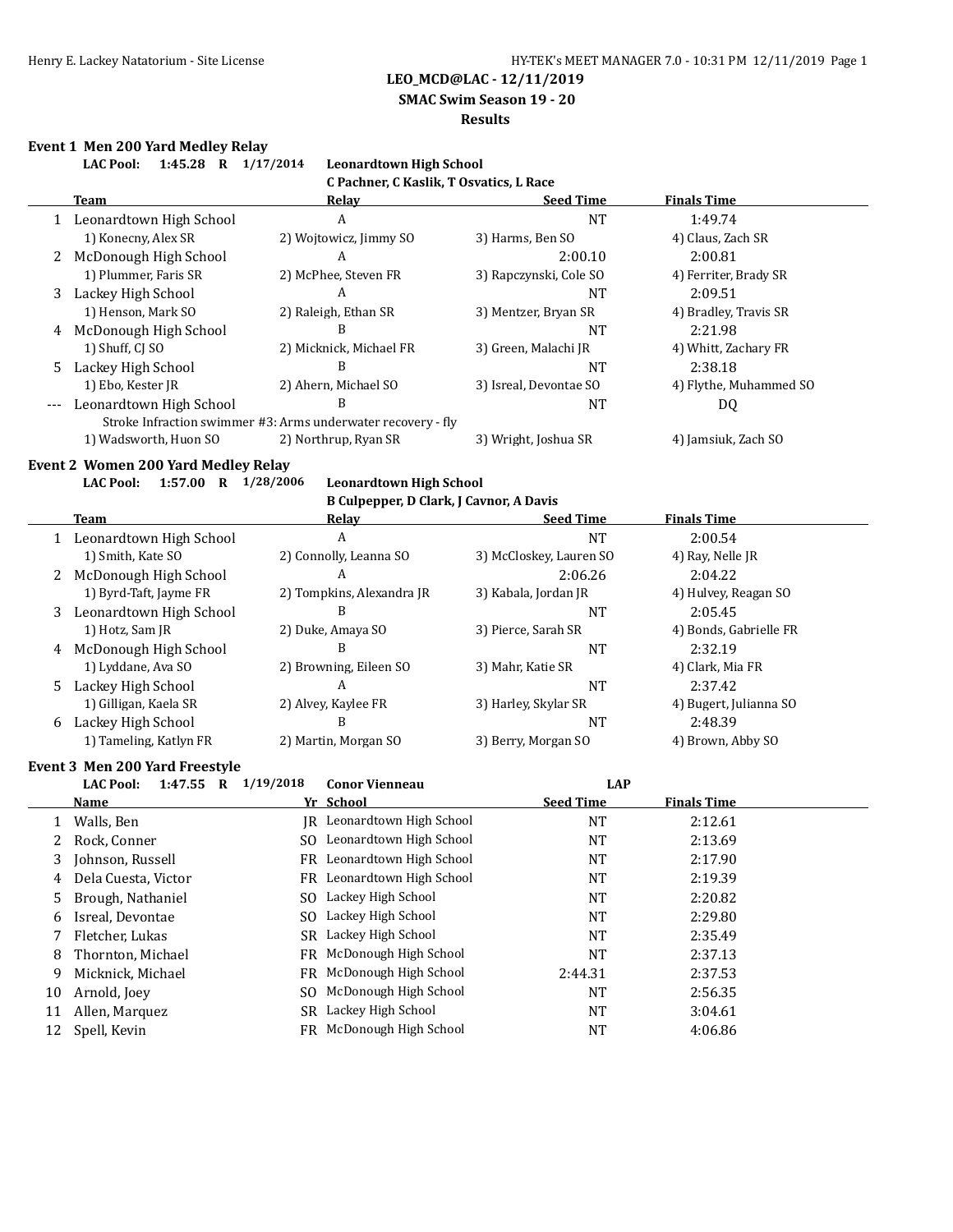**LEO_MCD@LAC - 12/11/2019**

**SMAC Swim Season 19 - 20**

**Results**

## Event 1 Men 200 Yard Medley Relay

**LAC Pool: 1:45.28 R 1/17/2014 Leonardtown High School**
**C Pachner, C Kaslik, T Osvatics, L Race**

| | Team | Relay | Seed Time | Finals Time |
|---|---|---|---|---|
| 1 | Leonardtown High School | A | NT | 1:49.74 |
| | 1) Konecny, Alex SR | 2) Wojtowicz, Jimmy SO | 3) Harms, Ben SO | 4) Claus, Zach SR |
| 2 | McDonough High School | A | 2:00.10 | 2:00.81 |
| | 1) Plummer, Faris SR | 2) McPhee, Steven FR | 3) Rapczynski, Cole SO | 4) Ferriter, Brady SR |
| 3 | Lackey High School | A | NT | 2:09.51 |
| | 1) Henson, Mark SO | 2) Raleigh, Ethan SR | 3) Mentzer, Bryan SR | 4) Bradley, Travis SR |
| 4 | McDonough High School | B | NT | 2:21.98 |
| | 1) Shuff, CJ SO | 2) Micknick, Michael FR | 3) Green, Malachi JR | 4) Whitt, Zachary FR |
| 5 | Lackey High School | B | NT | 2:38.18 |
| | 1) Ebo, Kester JR | 2) Ahern, Michael SO | 3) Isreal, Devontae SO | 4) Flythe, Muhammed SO |
| --- | Leonardtown High School | B | NT | DQ |
| | Stroke Infraction swimmer #3: Arms underwater recovery - fly | | | |
| | 1) Wadsworth, Huon SO | 2) Northrup, Ryan SR | 3) Wright, Joshua SR | 4) Jamsiuk, Zach SO |

## Event 2 Women 200 Yard Medley Relay

**LAC Pool: 1:57.00 R 1/28/2006 Leonardtown High School**
**B Culpepper, D Clark, J Cavnor, A Davis**

| | Team | Relay | Seed Time | Finals Time |
|---|---|---|---|---|
| 1 | Leonardtown High School | A | NT | 2:00.54 |
| | 1) Smith, Kate SO | 2) Connolly, Leanna SO | 3) McCloskey, Lauren SO | 4) Ray, Nelle JR |
| 2 | McDonough High School | A | 2:06.26 | 2:04.22 |
| | 1) Byrd-Taft, Jayme FR | 2) Tompkins, Alexandra JR | 3) Kabala, Jordan JR | 4) Hulvey, Reagan SO |
| 3 | Leonardtown High School | B | NT | 2:05.45 |
| | 1) Hotz, Sam JR | 2) Duke, Amaya SO | 3) Pierce, Sarah SR | 4) Bonds, Gabrielle FR |
| 4 | McDonough High School | B | NT | 2:32.19 |
| | 1) Lyddane, Ava SO | 2) Browning, Eileen SO | 3) Mahr, Katie SR | 4) Clark, Mia FR |
| 5 | Lackey High School | A | NT | 2:37.42 |
| | 1) Gilligan, Kaela SR | 2) Alvey, Kaylee FR | 3) Harley, Skylar SR | 4) Bugert, Julianna SO |
| 6 | Lackey High School | B | NT | 2:48.39 |
| | 1) Tameling, Katlyn FR | 2) Martin, Morgan SO | 3) Berry, Morgan SO | 4) Brown, Abby SO |

## Event 3 Men 200 Yard Freestyle

**LAC Pool: 1:47.55 R 1/19/2018 Conor Vienneau LAP**

| | Name | Yr | School | Seed Time | Finals Time |
|---|---|---|---|---|---|
| 1 | Walls, Ben | JR | Leonardtown High School | NT | 2:12.61 |
| 2 | Rock, Conner | SO | Leonardtown High School | NT | 2:13.69 |
| 3 | Johnson, Russell | FR | Leonardtown High School | NT | 2:17.90 |
| 4 | Dela Cuesta, Victor | FR | Leonardtown High School | NT | 2:19.39 |
| 5 | Brough, Nathaniel | SO | Lackey High School | NT | 2:20.82 |
| 6 | Isreal, Devontae | SO | Lackey High School | NT | 2:29.80 |
| 7 | Fletcher, Lukas | SR | Lackey High School | NT | 2:35.49 |
| 8 | Thornton, Michael | FR | McDonough High School | NT | 2:37.13 |
| 9 | Micknick, Michael | FR | McDonough High School | 2:44.31 | 2:37.53 |
| 10 | Arnold, Joey | SO | McDonough High School | NT | 2:56.35 |
| 11 | Allen, Marquez | SR | Lackey High School | NT | 3:04.61 |
| 12 | Spell, Kevin | FR | McDonough High School | NT | 4:06.86 |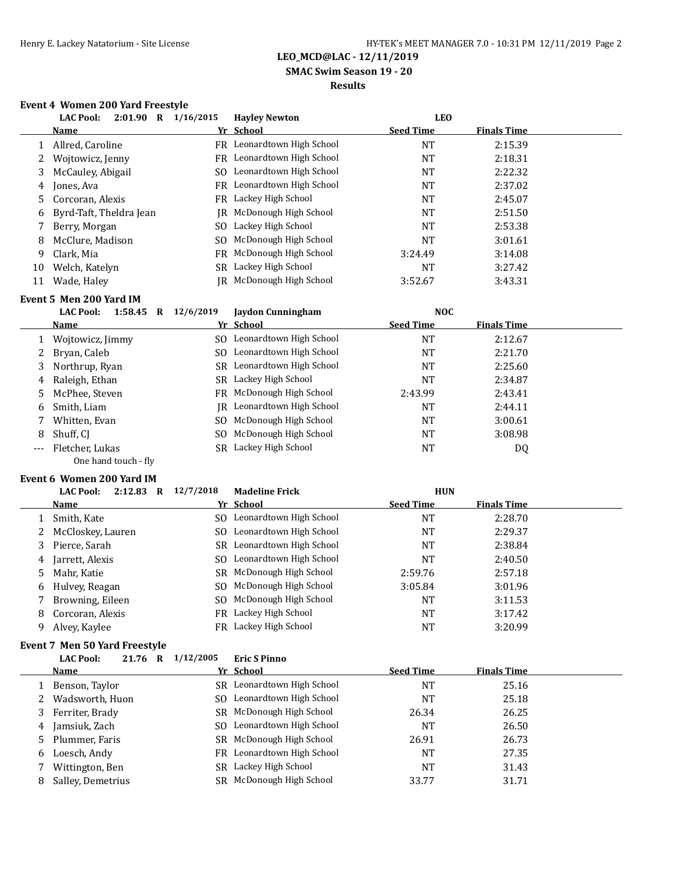### Event 4 Women 200 Yard Freestyle

**LAC Pool: 2:01.90 R 1/16/2015 Hayley Newton LEO**

| | Name | Yr | School | Seed Time | Finals Time |
|---|---|---|---|---|---|
| 1 | Allred, Caroline | FR | Leonardtown High School | NT | 2:15.39 |
| 2 | Wojtowicz, Jenny | FR | Leonardtown High School | NT | 2:18.31 |
| 3 | McCauley, Abigail | SO | Leonardtown High School | NT | 2:22.32 |
| 4 | Jones, Ava | FR | Leonardtown High School | NT | 2:37.02 |
| 5 | Corcoran, Alexis | FR | Lackey High School | NT | 2:45.07 |
| 6 | Byrd-Taft, Theldra Jean | JR | McDonough High School | NT | 2:51.50 |
| 7 | Berry, Morgan | SO | Lackey High School | NT | 2:53.38 |
| 8 | McClure, Madison | SO | McDonough High School | NT | 3:01.61 |
| 9 | Clark, Mia | FR | McDonough High School | 3:24.49 | 3:14.08 |
| 10 | Welch, Katelyn | SR | Lackey High School | NT | 3:27.42 |
| 11 | Wade, Haley | JR | McDonough High School | 3:52.67 | 3:43.31 |

### Event 5 Men 200 Yard IM

**LAC Pool: 1:58.45 R 12/6/2019 Jaydon Cunningham NOC**

| | Name | Yr | School | Seed Time | Finals Time |
|---|---|---|---|---|---|
| 1 | Wojtowicz, Jimmy | SO | Leonardtown High School | NT | 2:12.67 |
| 2 | Bryan, Caleb | SO | Leonardtown High School | NT | 2:21.70 |
| 3 | Northrup, Ryan | SR | Leonardtown High School | NT | 2:25.60 |
| 4 | Raleigh, Ethan | SR | Lackey High School | NT | 2:34.87 |
| 5 | McPhee, Steven | FR | McDonough High School | 2:43.99 | 2:43.41 |
| 6 | Smith, Liam | JR | Leonardtown High School | NT | 2:44.11 |
| 7 | Whitten, Evan | SO | McDonough High School | NT | 3:00.61 |
| 8 | Shuff, CJ | SO | McDonough High School | NT | 3:08.98 |
| --- | Fletcher, Lukas | SR | Lackey High School | NT | DQ |
| | One hand touch - fly | | | | |

### Event 6 Women 200 Yard IM

**LAC Pool: 2:12.83 R 12/7/2018 Madeline Frick HUN**

| | Name | Yr | School | Seed Time | Finals Time |
|---|---|---|---|---|---|
| 1 | Smith, Kate | SO | Leonardtown High School | NT | 2:28.70 |
| 2 | McCloskey, Lauren | SO | Leonardtown High School | NT | 2:29.37 |
| 3 | Pierce, Sarah | SR | Leonardtown High School | NT | 2:38.84 |
| 4 | Jarrett, Alexis | SO | Leonardtown High School | NT | 2:40.50 |
| 5 | Mahr, Katie | SR | McDonough High School | 2:59.76 | 2:57.18 |
| 6 | Hulvey, Reagan | SO | McDonough High School | 3:05.84 | 3:01.96 |
| 7 | Browning, Eileen | SO | McDonough High School | NT | 3:11.53 |
| 8 | Corcoran, Alexis | FR | Lackey High School | NT | 3:17.42 |
| 9 | Alvey, Kaylee | FR | Lackey High School | NT | 3:20.99 |

### Event 7 Men 50 Yard Freestyle

**LAC Pool: 21.76 R 1/12/2005 Eric S Pinno**

| | Name | Yr | School | Seed Time | Finals Time |
|---|---|---|---|---|---|
| 1 | Benson, Taylor | SR | Leonardtown High School | NT | 25.16 |
| 2 | Wadsworth, Huon | SO | Leonardtown High School | NT | 25.18 |
| 3 | Ferriter, Brady | SR | McDonough High School | 26.34 | 26.25 |
| 4 | Jamsiuk, Zach | SO | Leonardtown High School | NT | 26.50 |
| 5 | Plummer, Faris | SR | McDonough High School | 26.91 | 26.73 |
| 6 | Loesch, Andy | FR | Leonardtown High School | NT | 27.35 |
| 7 | Wittington, Ben | SR | Lackey High School | NT | 31.43 |
| 8 | Salley, Demetrius | SR | McDonough High School | 33.77 | 31.71 |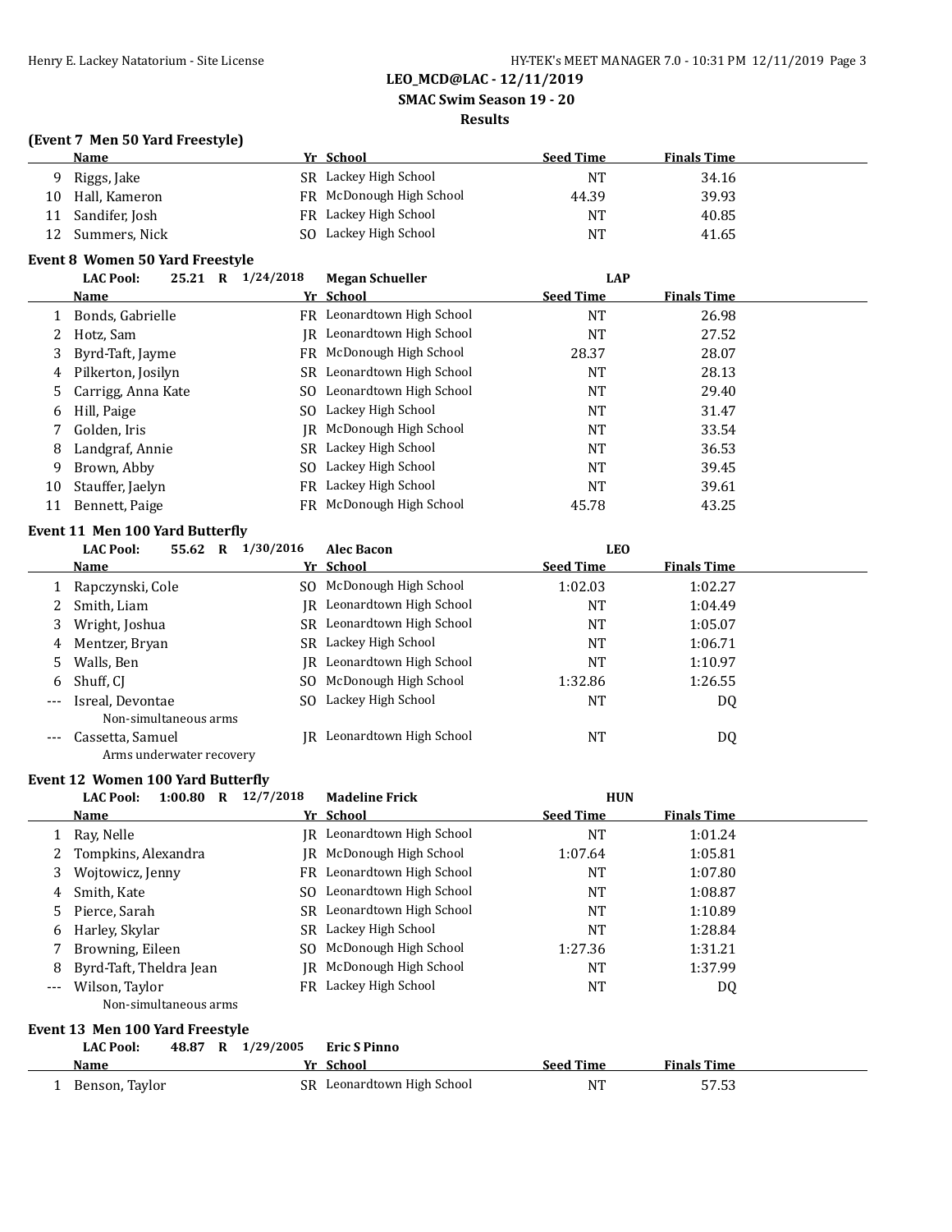**LEO_MCD@LAC - 12/11/2019**

**SMAC Swim Season 19 - 20**

**Results**

### (Event 7 Men 50 Yard Freestyle)

| | Name | Yr | School | Seed Time | Finals Time |
|---|---|---|---|---|---|
| 9 | Riggs, Jake | SR | Lackey High School | NT | 34.16 |
| 10 | Hall, Kameron | FR | McDonough High School | 44.39 | 39.93 |
| 11 | Sandifer, Josh | FR | Lackey High School | NT | 40.85 |
| 12 | Summers, Nick | SO | Lackey High School | NT | 41.65 |

### Event 8 Women 50 Yard Freestyle

**LAC Pool: 25.21 R 1/24/2018 Megan Schueller LAP**

| | Name | Yr | School | Seed Time | Finals Time |
|---|---|---|---|---|---|
| 1 | Bonds, Gabrielle | FR | Leonardtown High School | NT | 26.98 |
| 2 | Hotz, Sam | JR | Leonardtown High School | NT | 27.52 |
| 3 | Byrd-Taft, Jayme | FR | McDonough High School | 28.37 | 28.07 |
| 4 | Pilkerton, Josilyn | SR | Leonardtown High School | NT | 28.13 |
| 5 | Carrigg, Anna Kate | SO | Leonardtown High School | NT | 29.40 |
| 6 | Hill, Paige | SO | Lackey High School | NT | 31.47 |
| 7 | Golden, Iris | JR | McDonough High School | NT | 33.54 |
| 8 | Landgraf, Annie | SR | Lackey High School | NT | 36.53 |
| 9 | Brown, Abby | SO | Lackey High School | NT | 39.45 |
| 10 | Stauffer, Jaelyn | FR | Lackey High School | NT | 39.61 |
| 11 | Bennett, Paige | FR | McDonough High School | 45.78 | 43.25 |

### Event 11 Men 100 Yard Butterfly

**LAC Pool: 55.62 R 1/30/2016 Alec Bacon LEO**

| | Name | Yr | School | Seed Time | Finals Time |
|---|---|---|---|---|---|
| 1 | Rapczynski, Cole | SO | McDonough High School | 1:02.03 | 1:02.27 |
| 2 | Smith, Liam | JR | Leonardtown High School | NT | 1:04.49 |
| 3 | Wright, Joshua | SR | Leonardtown High School | NT | 1:05.07 |
| 4 | Mentzer, Bryan | SR | Lackey High School | NT | 1:06.71 |
| 5 | Walls, Ben | JR | Leonardtown High School | NT | 1:10.97 |
| 6 | Shuff, CJ | SO | McDonough High School | 1:32.86 | 1:26.55 |
| --- | Isreal, Devontae | SO | Lackey High School | NT | DQ |
| | Non-simultaneous arms | | | | |
| --- | Cassetta, Samuel | JR | Leonardtown High School | NT | DQ |
| | Arms underwater recovery | | | | |

### Event 12 Women 100 Yard Butterfly

**LAC Pool: 1:00.80 R 12/7/2018 Madeline Frick HUN**

| | Name | Yr | School | Seed Time | Finals Time |
|---|---|---|---|---|---|
| 1 | Ray, Nelle | JR | Leonardtown High School | NT | 1:01.24 |
| 2 | Tompkins, Alexandra | JR | McDonough High School | 1:07.64 | 1:05.81 |
| 3 | Wojtowicz, Jenny | FR | Leonardtown High School | NT | 1:07.80 |
| 4 | Smith, Kate | SO | Leonardtown High School | NT | 1:08.87 |
| 5 | Pierce, Sarah | SR | Leonardtown High School | NT | 1:10.89 |
| 6 | Harley, Skylar | SR | Lackey High School | NT | 1:28.84 |
| 7 | Browning, Eileen | SO | McDonough High School | 1:27.36 | 1:31.21 |
| 8 | Byrd-Taft, Theldra Jean | JR | McDonough High School | NT | 1:37.99 |
| --- | Wilson, Taylor | FR | Lackey High School | NT | DQ |
| | Non-simultaneous arms | | | | |

### Event 13 Men 100 Yard Freestyle

**LAC Pool: 48.87 R 1/29/2005 Eric S Pinno**

| | Name | Yr | School | Seed Time | Finals Time |
|---|---|---|---|---|---|
| 1 | Benson, Taylor | SR | Leonardtown High School | NT | 57.53 |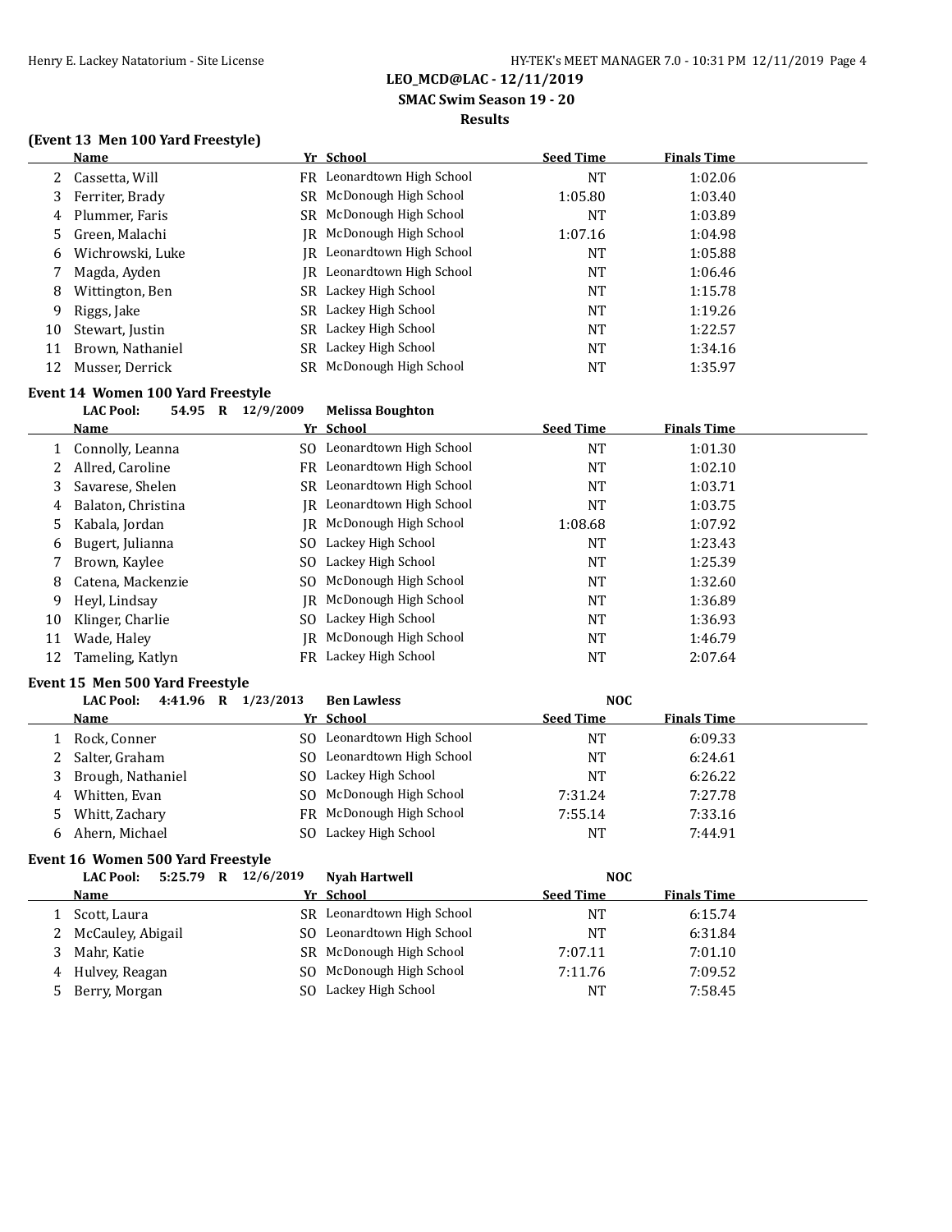**LEO_MCD@LAC - 12/11/2019**

**SMAC Swim Season 19 - 20**

**Results**

### (Event 13 Men 100 Yard Freestyle)

| | Name | Yr | School | Seed Time | Finals Time |
|---|---|---|---|---|---|
| 2 | Cassetta, Will | FR | Leonardtown High School | NT | 1:02.06 |
| 3 | Ferriter, Brady | SR | McDonough High School | 1:05.80 | 1:03.40 |
| 4 | Plummer, Faris | SR | McDonough High School | NT | 1:03.89 |
| 5 | Green, Malachi | JR | McDonough High School | 1:07.16 | 1:04.98 |
| 6 | Wichrowski, Luke | JR | Leonardtown High School | NT | 1:05.88 |
| 7 | Magda, Ayden | JR | Leonardtown High School | NT | 1:06.46 |
| 8 | Wittington, Ben | SR | Lackey High School | NT | 1:15.78 |
| 9 | Riggs, Jake | SR | Lackey High School | NT | 1:19.26 |
| 10 | Stewart, Justin | SR | Lackey High School | NT | 1:22.57 |
| 11 | Brown, Nathaniel | SR | Lackey High School | NT | 1:34.16 |
| 12 | Musser, Derrick | SR | McDonough High School | NT | 1:35.97 |

### Event 14 Women 100 Yard Freestyle

**LAC Pool: 54.95 R 12/9/2009 Melissa Boughton**

| | Name | Yr | School | Seed Time | Finals Time |
|---|---|---|---|---|---|
| 1 | Connolly, Leanna | SO | Leonardtown High School | NT | 1:01.30 |
| 2 | Allred, Caroline | FR | Leonardtown High School | NT | 1:02.10 |
| 3 | Savarese, Shelen | SR | Leonardtown High School | NT | 1:03.71 |
| 4 | Balaton, Christina | JR | Leonardtown High School | NT | 1:03.75 |
| 5 | Kabala, Jordan | JR | McDonough High School | 1:08.68 | 1:07.92 |
| 6 | Bugert, Julianna | SO | Lackey High School | NT | 1:23.43 |
| 7 | Brown, Kaylee | SO | Lackey High School | NT | 1:25.39 |
| 8 | Catena, Mackenzie | SO | McDonough High School | NT | 1:32.60 |
| 9 | Heyl, Lindsay | JR | McDonough High School | NT | 1:36.89 |
| 10 | Klinger, Charlie | SO | Lackey High School | NT | 1:36.93 |
| 11 | Wade, Haley | JR | McDonough High School | NT | 1:46.79 |
| 12 | Tameling, Katlyn | FR | Lackey High School | NT | 2:07.64 |

### Event 15 Men 500 Yard Freestyle

**LAC Pool: 4:41.96 R 1/23/2013 Ben Lawless NOC**

| | Name | Yr | School | Seed Time | Finals Time |
|---|---|---|---|---|---|
| 1 | Rock, Conner | SO | Leonardtown High School | NT | 6:09.33 |
| 2 | Salter, Graham | SO | Leonardtown High School | NT | 6:24.61 |
| 3 | Brough, Nathaniel | SO | Lackey High School | NT | 6:26.22 |
| 4 | Whitten, Evan | SO | McDonough High School | 7:31.24 | 7:27.78 |
| 5 | Whitt, Zachary | FR | McDonough High School | 7:55.14 | 7:33.16 |
| 6 | Ahern, Michael | SO | Lackey High School | NT | 7:44.91 |

### Event 16 Women 500 Yard Freestyle

**LAC Pool: 5:25.79 R 12/6/2019 Nyah Hartwell NOC**

| | Name | Yr | School | Seed Time | Finals Time |
|---|---|---|---|---|---|
| 1 | Scott, Laura | SR | Leonardtown High School | NT | 6:15.74 |
| 2 | McCauley, Abigail | SO | Leonardtown High School | NT | 6:31.84 |
| 3 | Mahr, Katie | SR | McDonough High School | 7:07.11 | 7:01.10 |
| 4 | Hulvey, Reagan | SO | McDonough High School | 7:11.76 | 7:09.52 |
| 5 | Berry, Morgan | SO | Lackey High School | NT | 7:58.45 |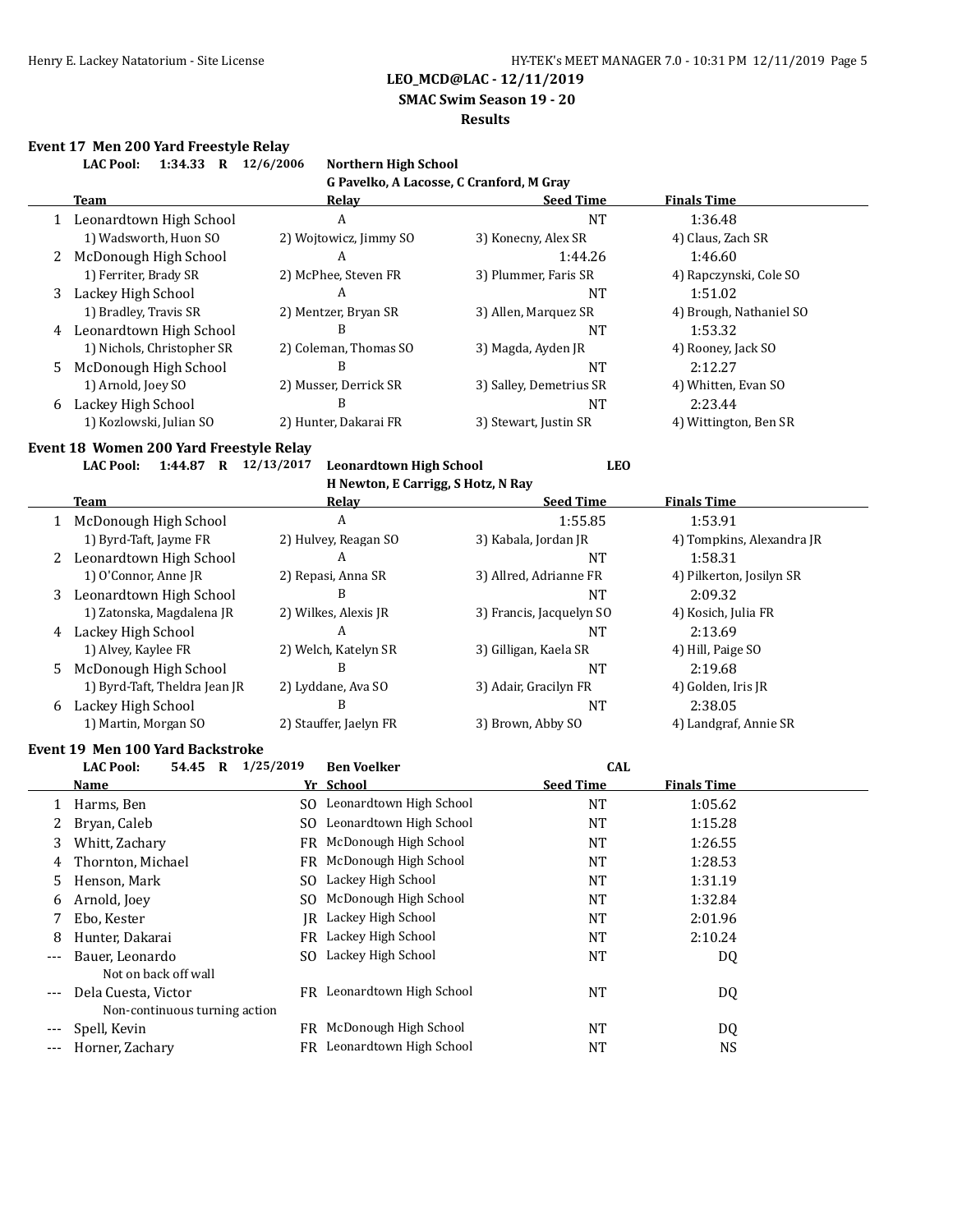**LEO_MCD@LAC - 12/11/2019**
**SMAC Swim Season 19 - 20**
**Results**

### Event 17 Men 200 Yard Freestyle Relay

**LAC Pool: 1:34.33 R 12/6/2006 Northern High School**
**G Pavelko, A Lacosse, C Cranford, M Gray**

| | Team | Relay | Seed Time | Finals Time |
|---|---|---|---|---|
| 1 | Leonardtown High School | A | NT | 1:36.48 |
| | 1) Wadsworth, Huon SO | 2) Wojtowicz, Jimmy SO | 3) Konecny, Alex SR | 4) Claus, Zach SR |
| 2 | McDonough High School | A | 1:44.26 | 1:46.60 |
| | 1) Ferriter, Brady SR | 2) McPhee, Steven FR | 3) Plummer, Faris SR | 4) Rapczynski, Cole SO |
| 3 | Lackey High School | A | NT | 1:51.02 |
| | 1) Bradley, Travis SR | 2) Mentzer, Bryan SR | 3) Allen, Marquez SR | 4) Brough, Nathaniel SO |
| 4 | Leonardtown High School | B | NT | 1:53.32 |
| | 1) Nichols, Christopher SR | 2) Coleman, Thomas SO | 3) Magda, Ayden JR | 4) Rooney, Jack SO |
| 5 | McDonough High School | B | NT | 2:12.27 |
| | 1) Arnold, Joey SO | 2) Musser, Derrick SR | 3) Salley, Demetrius SR | 4) Whitten, Evan SO |
| 6 | Lackey High School | B | NT | 2:23.44 |
| | 1) Kozlowski, Julian SO | 2) Hunter, Dakarai FR | 3) Stewart, Justin SR | 4) Wittington, Ben SR |

### Event 18 Women 200 Yard Freestyle Relay

**LAC Pool: 1:44.87 R 12/13/2017 Leonardtown High School LEO**
**H Newton, E Carrigg, S Hotz, N Ray**

| | Team | Relay | Seed Time | Finals Time |
|---|---|---|---|---|
| 1 | McDonough High School | A | 1:55.85 | 1:53.91 |
| | 1) Byrd-Taft, Jayme FR | 2) Hulvey, Reagan SO | 3) Kabala, Jordan JR | 4) Tompkins, Alexandra JR |
| 2 | Leonardtown High School | A | NT | 1:58.31 |
| | 1) O'Connor, Anne JR | 2) Repasi, Anna SR | 3) Allred, Adrianne FR | 4) Pilkerton, Josilyn SR |
| 3 | Leonardtown High School | B | NT | 2:09.32 |
| | 1) Zatonska, Magdalena JR | 2) Wilkes, Alexis JR | 3) Francis, Jacquelyn SO | 4) Kosich, Julia FR |
| 4 | Lackey High School | A | NT | 2:13.69 |
| | 1) Alvey, Kaylee FR | 2) Welch, Katelyn SR | 3) Gilligan, Kaela SR | 4) Hill, Paige SO |
| 5 | McDonough High School | B | NT | 2:19.68 |
| | 1) Byrd-Taft, Theldra Jean JR | 2) Lyddane, Ava SO | 3) Adair, Gracilyn FR | 4) Golden, Iris JR |
| 6 | Lackey High School | B | NT | 2:38.05 |
| | 1) Martin, Morgan SO | 2) Stauffer, Jaelyn FR | 3) Brown, Abby SO | 4) Landgraf, Annie SR |

### Event 19 Men 100 Yard Backstroke

**LAC Pool: 54.45 R 1/25/2019 Ben Voelker CAL**

| | Name | Yr | School | Seed Time | Finals Time |
|---|---|---|---|---|---|
| 1 | Harms, Ben | SO | Leonardtown High School | NT | 1:05.62 |
| 2 | Bryan, Caleb | SO | Leonardtown High School | NT | 1:15.28 |
| 3 | Whitt, Zachary | FR | McDonough High School | NT | 1:26.55 |
| 4 | Thornton, Michael | FR | McDonough High School | NT | 1:28.53 |
| 5 | Henson, Mark | SO | Lackey High School | NT | 1:31.19 |
| 6 | Arnold, Joey | SO | McDonough High School | NT | 1:32.84 |
| 7 | Ebo, Kester | JR | Lackey High School | NT | 2:01.96 |
| 8 | Hunter, Dakarai | FR | Lackey High School | NT | 2:10.24 |
| --- | Bauer, Leonardo | SO | Lackey High School | NT | DQ |
| | Not on back off wall | | | | |
| --- | Dela Cuesta, Victor | FR | Leonardtown High School | NT | DQ |
| | Non-continuous turning action | | | | |
| --- | Spell, Kevin | FR | McDonough High School | NT | DQ |
| --- | Horner, Zachary | FR | Leonardtown High School | NT | NS |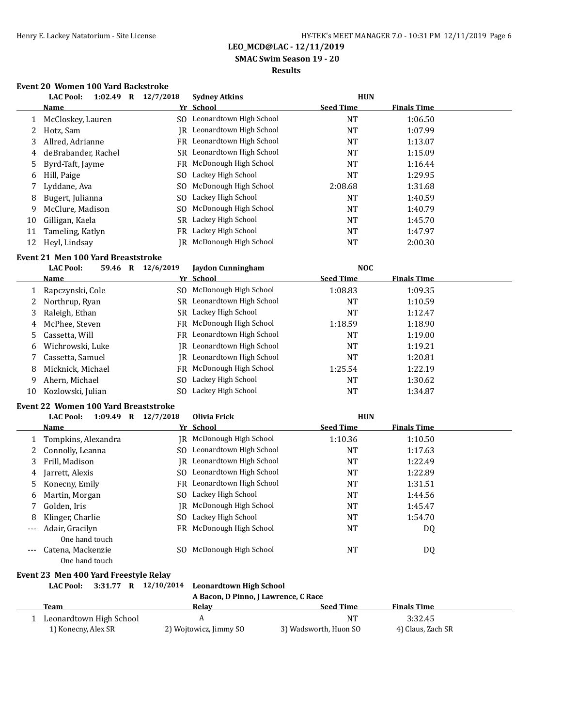LEO_MCD@LAC - 12/11/2019

SMAC Swim Season 19 - 20

Results

### Event 20 Women 100 Yard Backstroke

LAC Pool: 1:02.49 R 12/7/2018 Sydney Atkins HUN

| | Name | Yr | School | Seed Time | Finals Time |
|---|---|---|---|---|---|
| 1 | McCloskey, Lauren | SO | Leonardtown High School | NT | 1:06.50 |
| 2 | Hotz, Sam | JR | Leonardtown High School | NT | 1:07.99 |
| 3 | Allred, Adrianne | FR | Leonardtown High School | NT | 1:13.07 |
| 4 | deBrabander, Rachel | SR | Leonardtown High School | NT | 1:15.09 |
| 5 | Byrd-Taft, Jayme | FR | McDonough High School | NT | 1:16.44 |
| 6 | Hill, Paige | SO | Lackey High School | NT | 1:29.95 |
| 7 | Lyddane, Ava | SO | McDonough High School | 2:08.68 | 1:31.68 |
| 8 | Bugert, Julianna | SO | Lackey High School | NT | 1:40.59 |
| 9 | McClure, Madison | SO | McDonough High School | NT | 1:40.79 |
| 10 | Gilligan, Kaela | SR | Lackey High School | NT | 1:45.70 |
| 11 | Tameling, Katlyn | FR | Lackey High School | NT | 1:47.97 |
| 12 | Heyl, Lindsay | JR | McDonough High School | NT | 2:00.30 |

### Event 21 Men 100 Yard Breaststroke

LAC Pool: 59.46 R 12/6/2019 Jaydon Cunningham NOC

| | Name | Yr | School | Seed Time | Finals Time |
|---|---|---|---|---|---|
| 1 | Rapczynski, Cole | SO | McDonough High School | 1:08.83 | 1:09.35 |
| 2 | Northrup, Ryan | SR | Leonardtown High School | NT | 1:10.59 |
| 3 | Raleigh, Ethan | SR | Lackey High School | NT | 1:12.47 |
| 4 | McPhee, Steven | FR | McDonough High School | 1:18.59 | 1:18.90 |
| 5 | Cassetta, Will | FR | Leonardtown High School | NT | 1:19.00 |
| 6 | Wichrowski, Luke | JR | Leonardtown High School | NT | 1:19.21 |
| 7 | Cassetta, Samuel | JR | Leonardtown High School | NT | 1:20.81 |
| 8 | Micknick, Michael | FR | McDonough High School | 1:25.54 | 1:22.19 |
| 9 | Ahern, Michael | SO | Lackey High School | NT | 1:30.62 |
| 10 | Kozlowski, Julian | SO | Lackey High School | NT | 1:34.87 |

### Event 22 Women 100 Yard Breaststroke

LAC Pool: 1:09.49 R 12/7/2018 Olivia Frick HUN

| | Name | Yr | School | Seed Time | Finals Time |
|---|---|---|---|---|---|
| 1 | Tompkins, Alexandra | JR | McDonough High School | 1:10.36 | 1:10.50 |
| 2 | Connolly, Leanna | SO | Leonardtown High School | NT | 1:17.63 |
| 3 | Frill, Madison | JR | Leonardtown High School | NT | 1:22.49 |
| 4 | Jarrett, Alexis | SO | Leonardtown High School | NT | 1:22.89 |
| 5 | Konecny, Emily | FR | Leonardtown High School | NT | 1:31.51 |
| 6 | Martin, Morgan | SO | Lackey High School | NT | 1:44.56 |
| 7 | Golden, Iris | JR | McDonough High School | NT | 1:45.47 |
| 8 | Klinger, Charlie | SO | Lackey High School | NT | 1:54.70 |
| --- | Adair, Gracilyn | FR | McDonough High School | NT | DQ |
| | One hand touch | | | | |
| --- | Catena, Mackenzie | SO | McDonough High School | NT | DQ |
| | One hand touch | | | | |

### Event 23 Men 400 Yard Freestyle Relay

LAC Pool: 3:31.77 R 12/10/2014 Leonardtown High School
A Bacon, D Pinno, J Lawrence, C Race

| | Team | Relay | Seed Time | Finals Time |
|---|---|---|---|---|
| 1 | Leonardtown High School | A | NT | 3:32.45 |
| | 1) Konecny, Alex SR | 2) Wojtowicz, Jimmy SO | 3) Wadsworth, Huon SO | 4) Claus, Zach SR |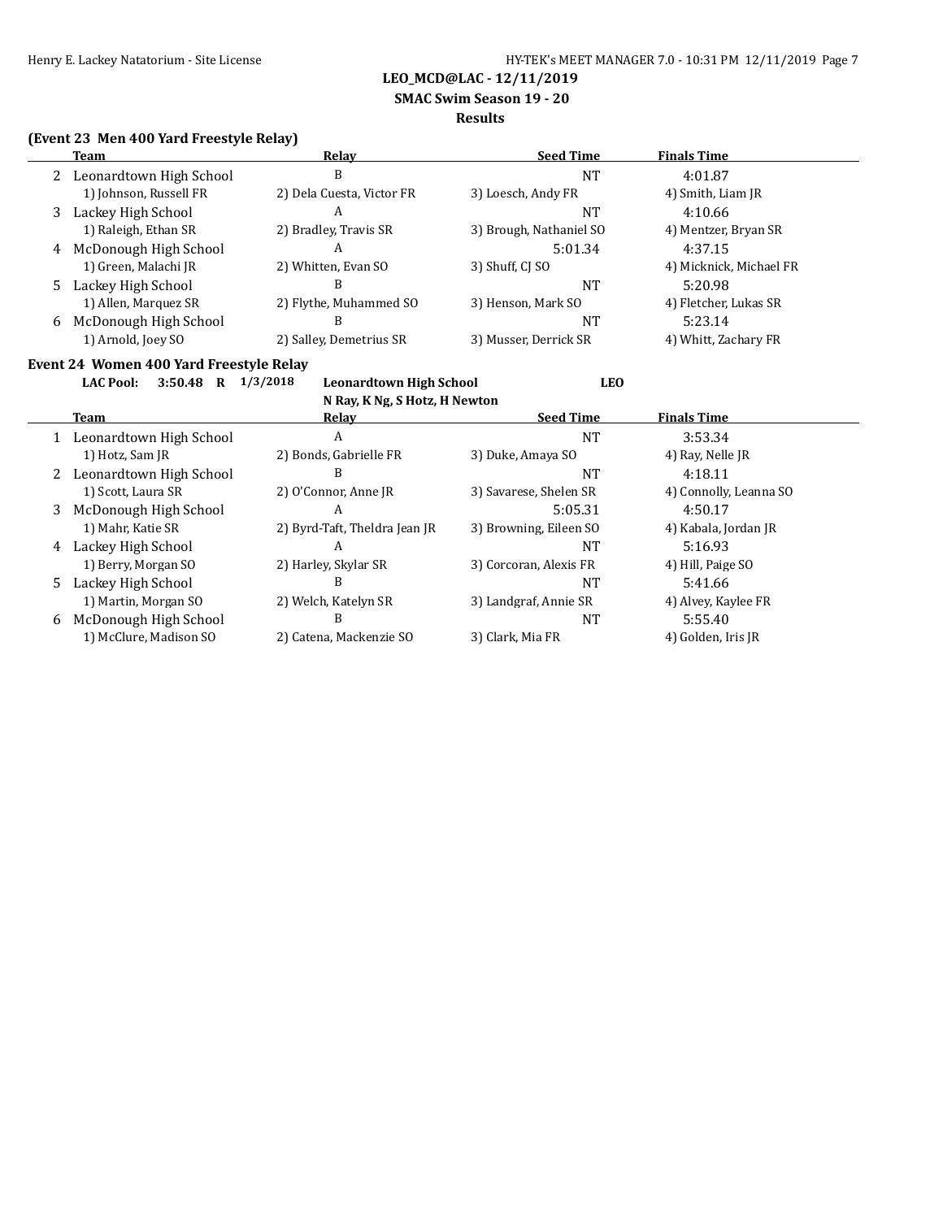**LEO_MCD@LAC - 12/11/2019**

**SMAC Swim Season 19 - 20**

**Results**

### (Event 23 Men 400 Yard Freestyle Relay)

| | Team | Relay | Seed Time | Finals Time |
|---|---|---|---|---|
| 2 | Leonardtown High School | B | NT | 4:01.87 |
| | 1) Johnson, Russell FR | 2) Dela Cuesta, Victor FR | 3) Loesch, Andy FR | 4) Smith, Liam JR |
| 3 | Lackey High School | A | NT | 4:10.66 |
| | 1) Raleigh, Ethan SR | 2) Bradley, Travis SR | 3) Brough, Nathaniel SO | 4) Mentzer, Bryan SR |
| 4 | McDonough High School | A | 5:01.34 | 4:37.15 |
| | 1) Green, Malachi JR | 2) Whitten, Evan SO | 3) Shuff, CJ SO | 4) Micknick, Michael FR |
| 5 | Lackey High School | B | NT | 5:20.98 |
| | 1) Allen, Marquez SR | 2) Flythe, Muhammed SO | 3) Henson, Mark SO | 4) Fletcher, Lukas SR |
| 6 | McDonough High School | B | NT | 5:23.14 |
| | 1) Arnold, Joey SO | 2) Salley, Demetrius SR | 3) Musser, Derrick SR | 4) Whitt, Zachary FR |

### Event 24 Women 400 Yard Freestyle Relay

**LAC Pool: 3:50.48 R 1/3/2018 Leonardtown High School LEO**
**N Ray, K Ng, S Hotz, H Newton**

| | Team | Relay | Seed Time | Finals Time |
|---|---|---|---|---|
| 1 | Leonardtown High School | A | NT | 3:53.34 |
| | 1) Hotz, Sam JR | 2) Bonds, Gabrielle FR | 3) Duke, Amaya SO | 4) Ray, Nelle JR |
| 2 | Leonardtown High School | B | NT | 4:18.11 |
| | 1) Scott, Laura SR | 2) O'Connor, Anne JR | 3) Savarese, Shelen SR | 4) Connolly, Leanna SO |
| 3 | McDonough High School | A | 5:05.31 | 4:50.17 |
| | 1) Mahr, Katie SR | 2) Byrd-Taft, Theldra Jean JR | 3) Browning, Eileen SO | 4) Kabala, Jordan JR |
| 4 | Lackey High School | A | NT | 5:16.93 |
| | 1) Berry, Morgan SO | 2) Harley, Skylar SR | 3) Corcoran, Alexis FR | 4) Hill, Paige SO |
| 5 | Lackey High School | B | NT | 5:41.66 |
| | 1) Martin, Morgan SO | 2) Welch, Katelyn SR | 3) Landgraf, Annie SR | 4) Alvey, Kaylee FR |
| 6 | McDonough High School | B | NT | 5:55.40 |
| | 1) McClure, Madison SO | 2) Catena, Mackenzie SO | 3) Clark, Mia FR | 4) Golden, Iris JR |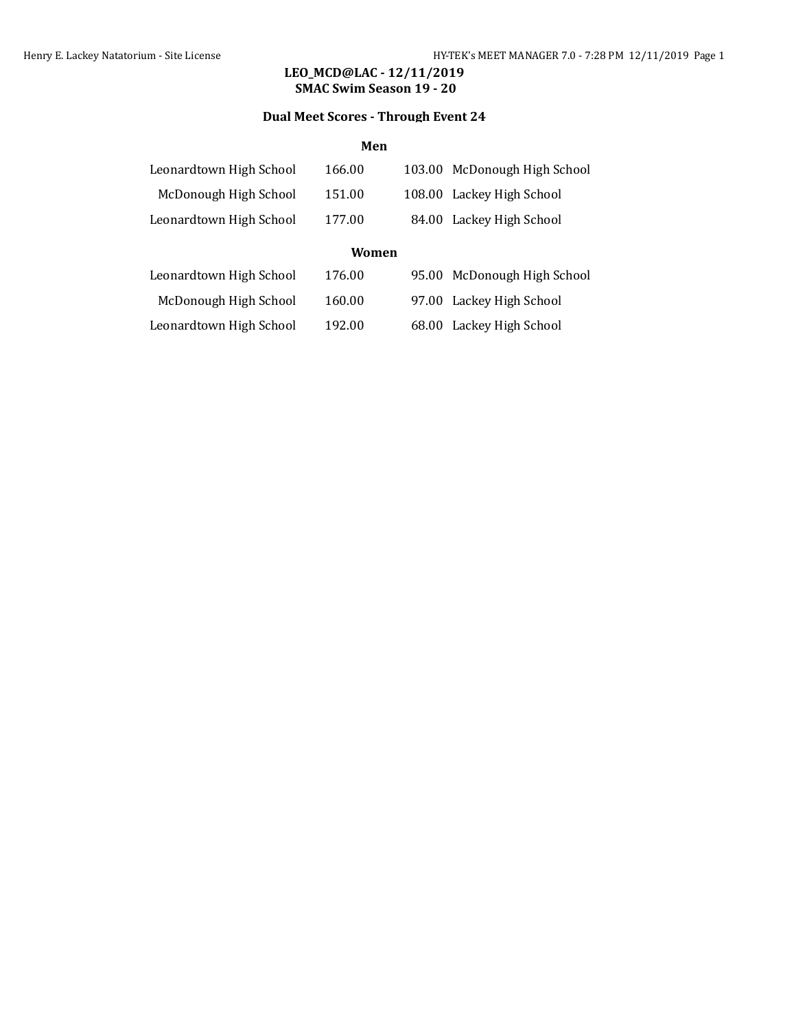**LEO_MCD@LAC - 12/11/2019**
**SMAC Swim Season 19 - 20**

### Dual Meet Scores - Through Event 24

**Men**

| | | | |
|---|---|---|---|
| Leonardtown High School | 166.00 | 103.00 | McDonough High School |
| McDonough High School | 151.00 | 108.00 | Lackey High School |
| Leonardtown High School | 177.00 | 84.00 | Lackey High School |

**Women**

| | | | |
|---|---|---|---|
| Leonardtown High School | 176.00 | 95.00 | McDonough High School |
| McDonough High School | 160.00 | 97.00 | Lackey High School |
| Leonardtown High School | 192.00 | 68.00 | Lackey High School |